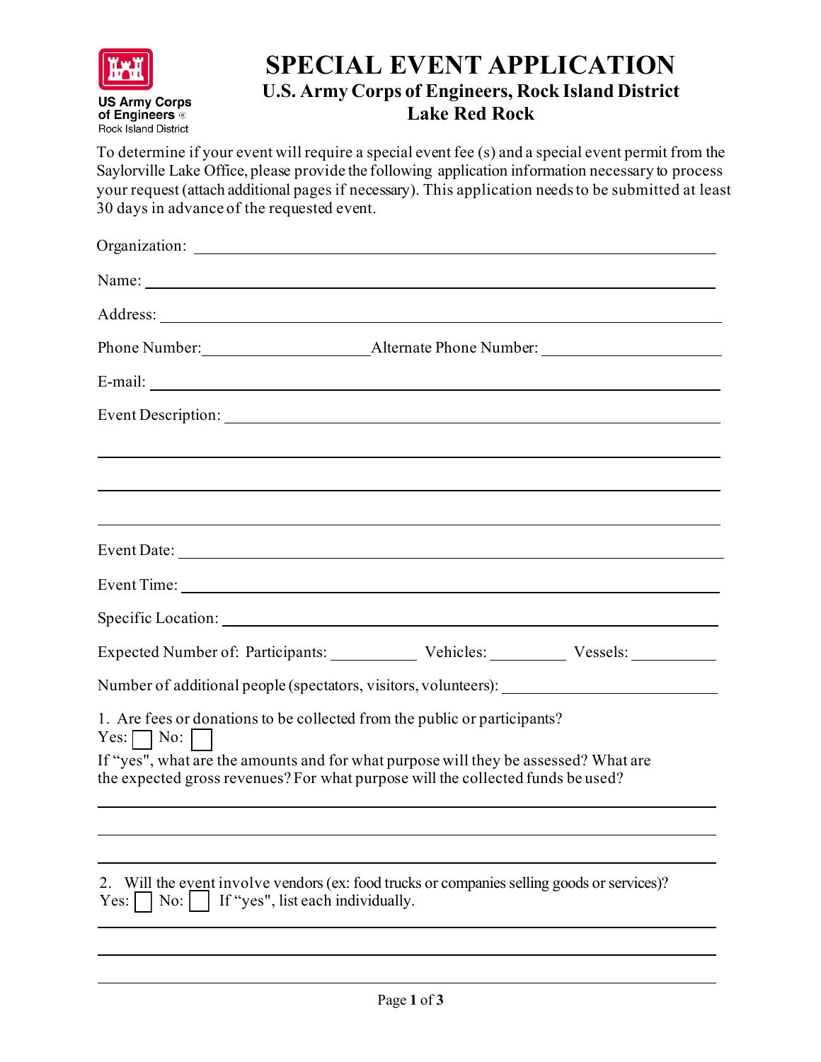US Army Corps of Engineers®
Rock Island District

# SPECIAL EVENT APPLICATION

## U.S. Army Corps of Engineers, Rock Island District
## Lake Red Rock

To determine if your event will require a special event fee (s) and a special event permit from the Saylorville Lake Office, please provide the following application information necessary to process your request (attach additional pages if necessary). This application needs to be submitted at least 30 days in advance of the requested event.

Organization: ______________________________________________

Name: ______________________________________________

Address: ______________________________________________

Phone Number: ____________________ Alternate Phone Number: ____________________

E-mail: ______________________________________________

Event Description: ______________________________________________

______________________________________________

______________________________________________

______________________________________________

Event Date: ______________________________________________

Event Time: ______________________________________________

Specific Location: ______________________________________________

Expected Number of: Participants: __________ Vehicles: __________ Vessels: __________

Number of additional people (spectators, visitors, volunteers): ____________________

1. Are fees or donations to be collected from the public or participants?
Yes: ☐ No: ☐
If "yes", what are the amounts and for what purpose will they be assessed? What are the expected gross revenues? For what purpose will the collected funds be used?

______________________________________________

______________________________________________

______________________________________________

2. Will the event involve vendors (ex: food trucks or companies selling goods or services)?
Yes: ☐ No: ☐ If "yes", list each individually.

______________________________________________

______________________________________________

______________________________________________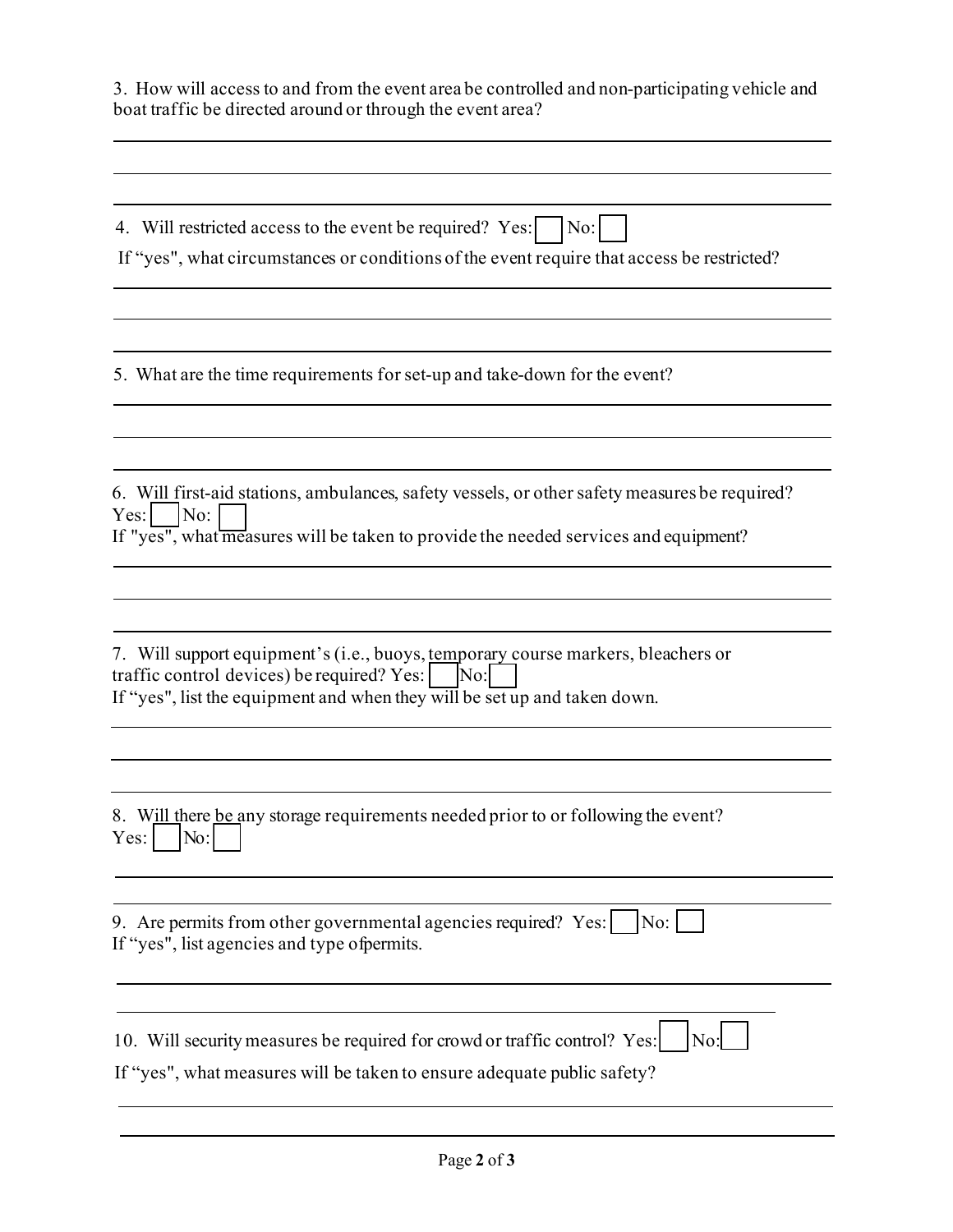3. How will access to and from the event area be controlled and non-participating vehicle and boat traffic be directed around or through the event area?

4. Will restricted access to the event be required? Yes: ☐ No: ☐

If "yes", what circumstances or conditions of the event require that access be restricted?

5. What are the time requirements for set-up and take-down for the event?

6. Will first-aid stations, ambulances, safety vessels, or other safety measures be required? Yes: ☐ No: ☐

If "yes", what measures will be taken to provide the needed services and equipment?

7. Will support equipment's (i.e., buoys, temporary course markers, bleachers or traffic control devices) be required? Yes: ☐ No: ☐

If "yes", list the equipment and when they will be set up and taken down.

8. Will there be any storage requirements needed prior to or following the event? Yes: ☐ No: ☐

9. Are permits from other governmental agencies required? Yes: ☐ No: ☐

If "yes", list agencies and type of permits.

10. Will security measures be required for crowd or traffic control? Yes: ☐ No: ☐

If "yes", what measures will be taken to ensure adequate public safety?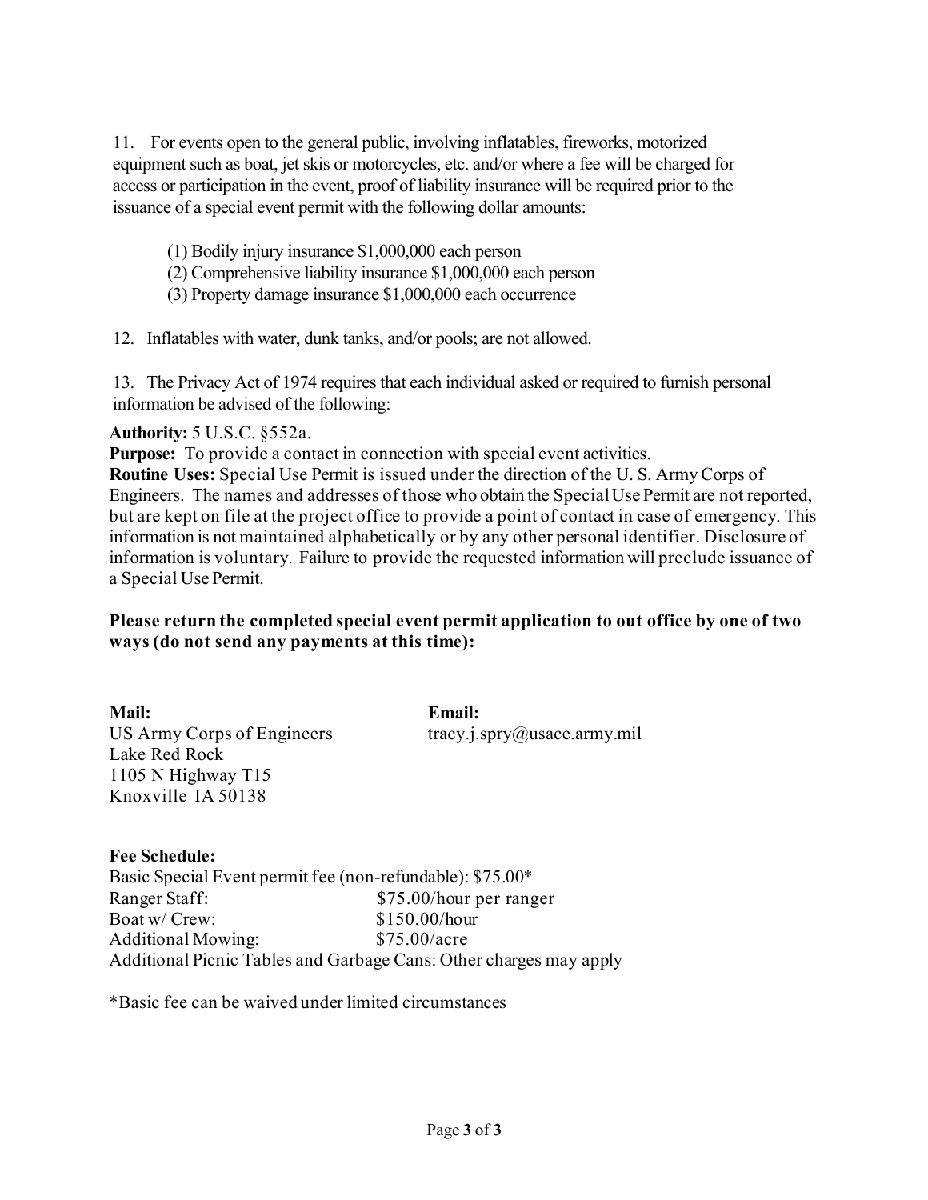11. For events open to the general public, involving inflatables, fireworks, motorized equipment such as boat, jet skis or motorcycles, etc. and/or where a fee will be charged for access or participation in the event, proof of liability insurance will be required prior to the issuance of a special event permit with the following dollar amounts:

   (1) Bodily injury insurance $1,000,000 each person
   (2) Comprehensive liability insurance $1,000,000 each person
   (3) Property damage insurance $1,000,000 each occurrence

12. Inflatables with water, dunk tanks, and/or pools; are not allowed.

13. The Privacy Act of 1974 requires that each individual asked or required to furnish personal information be advised of the following:

**Authority:** 5 U.S.C. §552a.
**Purpose:** To provide a contact in connection with special event activities.
**Routine Uses:** Special Use Permit is issued under the direction of the U. S. Army Corps of Engineers. The names and addresses of those who obtain the Special Use Permit are not reported, but are kept on file at the project office to provide a point of contact in case of emergency. This information is not maintained alphabetically or by any other personal identifier. Disclosure of information is voluntary. Failure to provide the requested information will preclude issuance of a Special Use Permit.

**Please return the completed special event permit application to out office by one of two ways (do not send any payments at this time):**

**Mail:**
US Army Corps of Engineers
Lake Red Rock
1105 N Highway T15
Knoxville IA 50138

**Email:**
tracy.j.spry@usace.army.mil

**Fee Schedule:**
Basic Special Event permit fee (non-refundable): $75.00*
Ranger Staff: $75.00/hour per ranger
Boat w/ Crew: $150.00/hour
Additional Mowing: $75.00/acre
Additional Picnic Tables and Garbage Cans: Other charges may apply

*Basic fee can be waived under limited circumstances